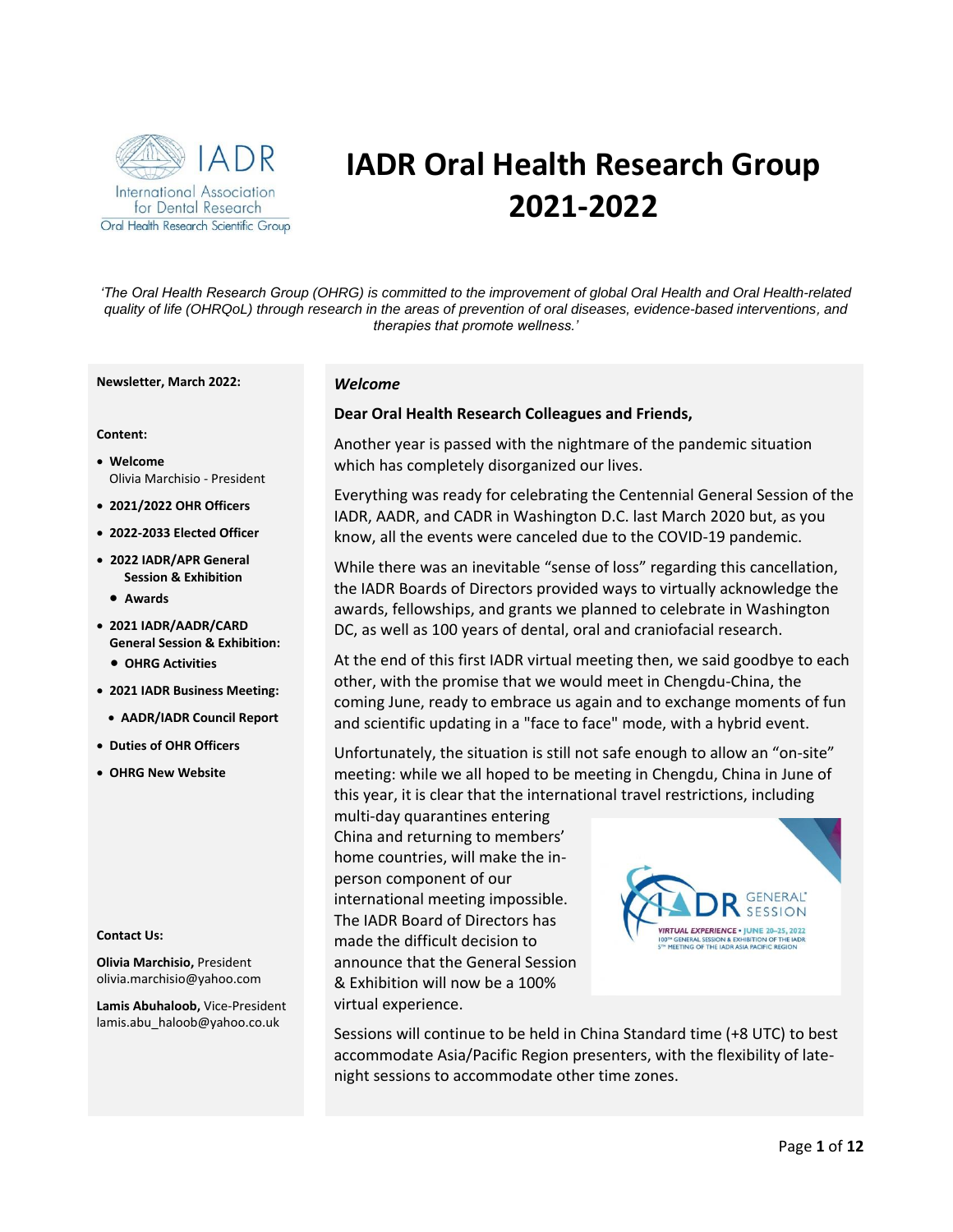# IADR Oral Health Research Group 2021-2022

*'The Oral Health Research Group (OHRG) is committed to the improvement of global Oral Health and Oral Health-related quality of life (OHRQoL) through research in the areas of prevention of oral diseases, evidence-based interventions, and therapies that promote wellness.'*

**Newsletter, March 2022:**

**Content:**

- **Welcome**
  Olivia Marchisio - President
- **2021/2022 OHR Officers**
- **2022-2033 Elected Officer**
- **2022 IADR/APR General Session & Exhibition**
  - **Awards**
- **2021 IADR/AADR/CARD General Session & Exhibition:**
  - **OHRG Activities**
- **2021 IADR Business Meeting:**
  - **AADR/IADR Council Report**
- **Duties of OHR Officers**
- **OHRG New Website**

**Contact Us:**

**Olivia Marchisio,** President
olivia.marchisio@yahoo.com

**Lamis Abuhaloob,** Vice-President
lamis.abu_haloob@yahoo.co.uk

## *Welcome*

**Dear Oral Health Research Colleagues and Friends,**

Another year is passed with the nightmare of the pandemic situation which has completely disorganized our lives.

Everything was ready for celebrating the Centennial General Session of the IADR, AADR, and CADR in Washington D.C. last March 2020 but, as you know, all the events were canceled due to the COVID-19 pandemic.

While there was an inevitable "sense of loss" regarding this cancellation, the IADR Boards of Directors provided ways to virtually acknowledge the awards, fellowships, and grants we planned to celebrate in Washington DC, as well as 100 years of dental, oral and craniofacial research.

At the end of this first IADR virtual meeting then, we said goodbye to each other, with the promise that we would meet in Chengdu-China, the coming June, ready to embrace us again and to exchange moments of fun and scientific updating in a "face to face" mode, with a hybrid event.

Unfortunately, the situation is still not safe enough to allow an "on-site" meeting: while we all hoped to be meeting in Chengdu, China in June of this year, it is clear that the international travel restrictions, including multi-day quarantines entering China and returning to members' home countries, will make the in-person component of our international meeting impossible. The IADR Board of Directors has made the difficult decision to announce that the General Session & Exhibition will now be a 100% virtual experience.

Sessions will continue to be held in China Standard time (+8 UTC) to best accommodate Asia/Pacific Region presenters, with the flexibility of late-night sessions to accommodate other time zones.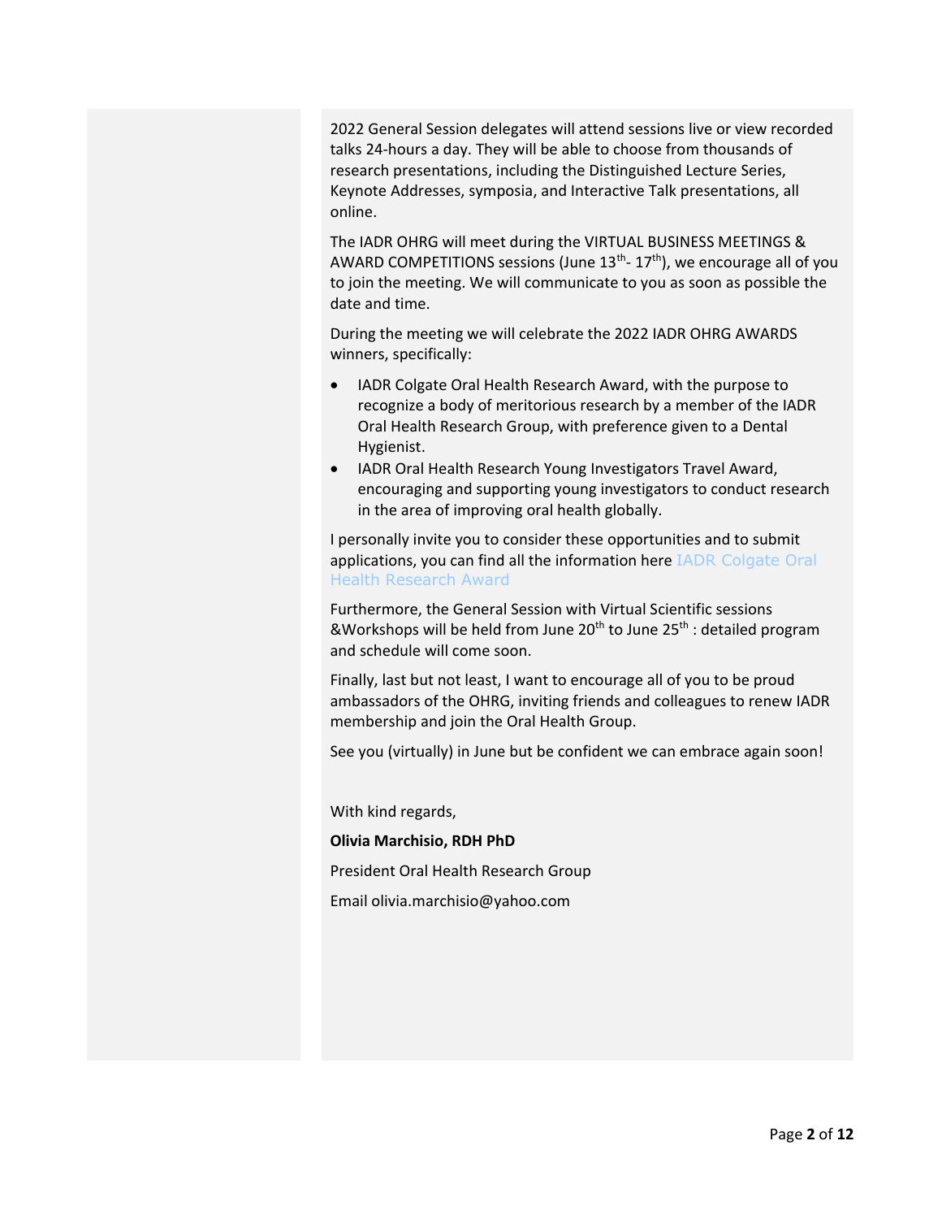2022 General Session delegates will attend sessions live or view recorded talks 24-hours a day. They will be able to choose from thousands of research presentations, including the Distinguished Lecture Series, Keynote Addresses, symposia, and Interactive Talk presentations, all online.

The IADR OHRG will meet during the VIRTUAL BUSINESS MEETINGS & AWARD COMPETITIONS sessions (June 13th- 17th), we encourage all of you to join the meeting. We will communicate to you as soon as possible the date and time.

During the meeting we will celebrate the 2022 IADR OHRG AWARDS winners, specifically:

- IADR Colgate Oral Health Research Award, with the purpose to recognize a body of meritorious research by a member of the IADR Oral Health Research Group, with preference given to a Dental Hygienist.
- IADR Oral Health Research Young Investigators Travel Award, encouraging and supporting young investigators to conduct research in the area of improving oral health globally.

I personally invite you to consider these opportunities and to submit applications, you can find all the information here IADR Colgate Oral Health Research Award

Furthermore, the General Session with Virtual Scientific sessions &Workshops will be held from June 20th to June 25th : detailed program and schedule will come soon.

Finally, last but not least, I want to encourage all of you to be proud ambassadors of the OHRG, inviting friends and colleagues to renew IADR membership and join the Oral Health Group.

See you (virtually) in June but be confident we can embrace again soon!

With kind regards,

**Olivia Marchisio, RDH PhD**

President Oral Health Research Group

Email olivia.marchisio@yahoo.com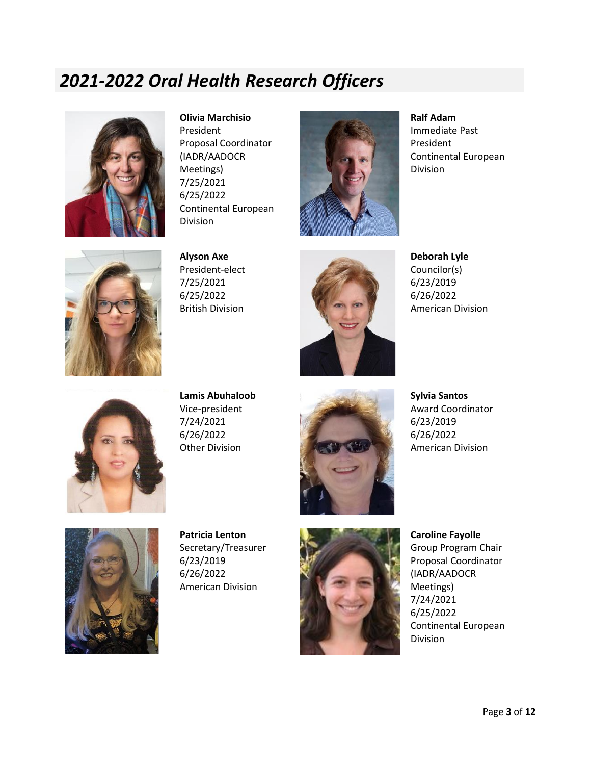# *2021-2022 Oral Health Research Officers*

**Olivia Marchisio**
President
Proposal Coordinator (IADR/AADOCR Meetings)
7/25/2021
6/25/2022
Continental European Division

**Ralf Adam**
Immediate Past President
Continental European Division

**Alyson Axe**
President-elect
7/25/2021
6/25/2022
British Division

**Deborah Lyle**
Councilor(s)
6/23/2019
6/26/2022
American Division

**Lamis Abuhaloob**
Vice-president
7/24/2021
6/26/2022
Other Division

**Sylvia Santos**
Award Coordinator
6/23/2019
6/26/2022
American Division

**Patricia Lenton**
Secretary/Treasurer
6/23/2019
6/26/2022
American Division

**Caroline Fayolle**
Group Program Chair
Proposal Coordinator (IADR/AADOCR Meetings)
7/24/2021
6/25/2022
Continental European Division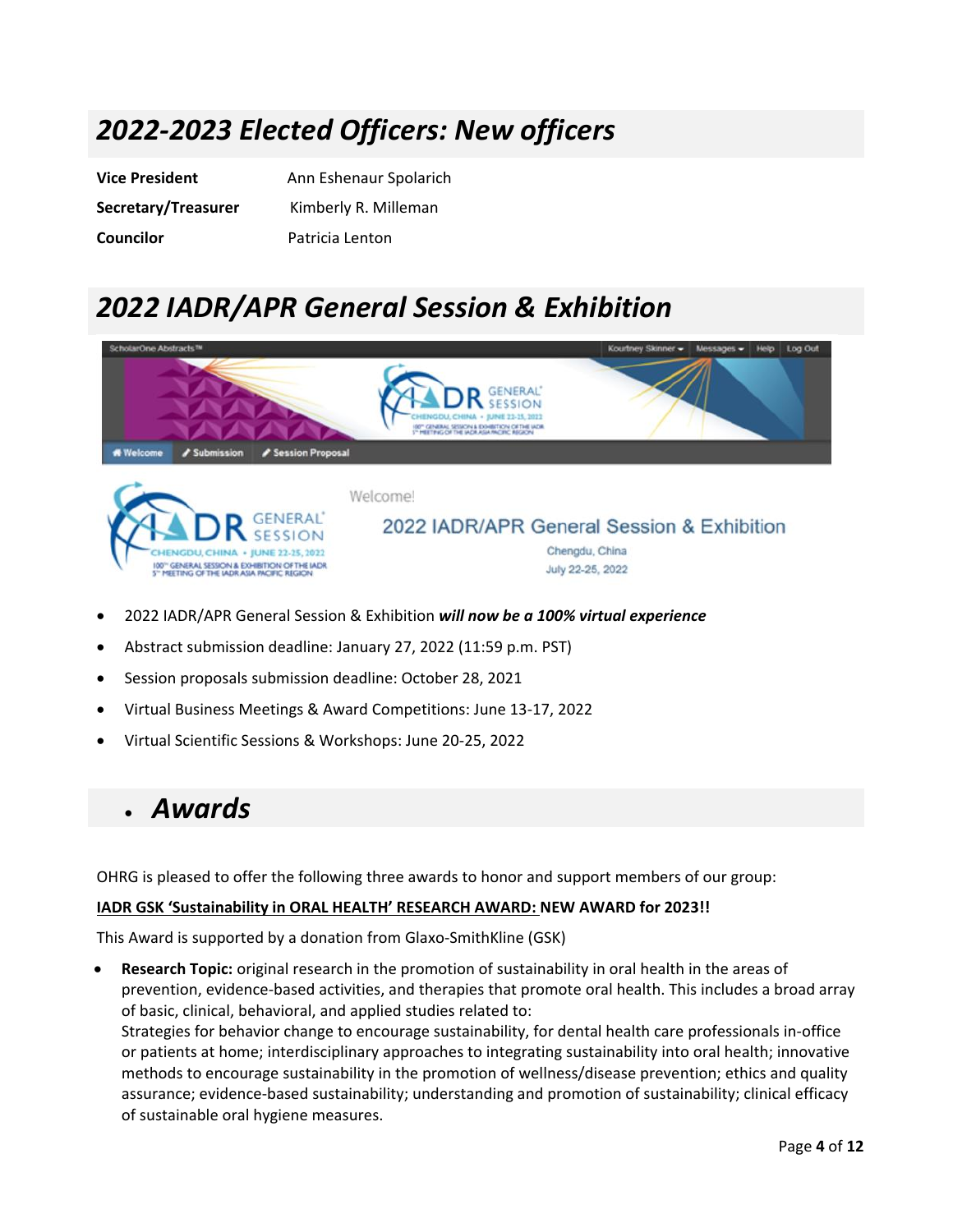## *2022-2023 Elected Officers: New officers*

| | |
|---|---|
| **Vice President** | Ann Eshenaur Spolarich |
| **Secretary/Treasurer** | Kimberly R. Milleman |
| **Councilor** | Patricia Lenton |

## *2022 IADR/APR General Session & Exhibition*

- 2022 IADR/APR General Session & Exhibition ***will now be a 100% virtual experience***
- Abstract submission deadline: January 27, 2022 (11:59 p.m. PST)
- Session proposals submission deadline: October 28, 2021
- Virtual Business Meetings & Award Competitions: June 13-17, 2022
- Virtual Scientific Sessions & Workshops: June 20-25, 2022

## *Awards*

OHRG is pleased to offer the following three awards to honor and support members of our group:

**IADR GSK 'Sustainability in ORAL HEALTH' RESEARCH AWARD: NEW AWARD for 2023!!**

This Award is supported by a donation from Glaxo-SmithKline (GSK)

- **Research Topic:** original research in the promotion of sustainability in oral health in the areas of prevention, evidence-based activities, and therapies that promote oral health. This includes a broad array of basic, clinical, behavioral, and applied studies related to:
  Strategies for behavior change to encourage sustainability, for dental health care professionals in-office or patients at home; interdisciplinary approaches to integrating sustainability into oral health; innovative methods to encourage sustainability in the promotion of wellness/disease prevention; ethics and quality assurance; evidence-based sustainability; understanding and promotion of sustainability; clinical efficacy of sustainable oral hygiene measures.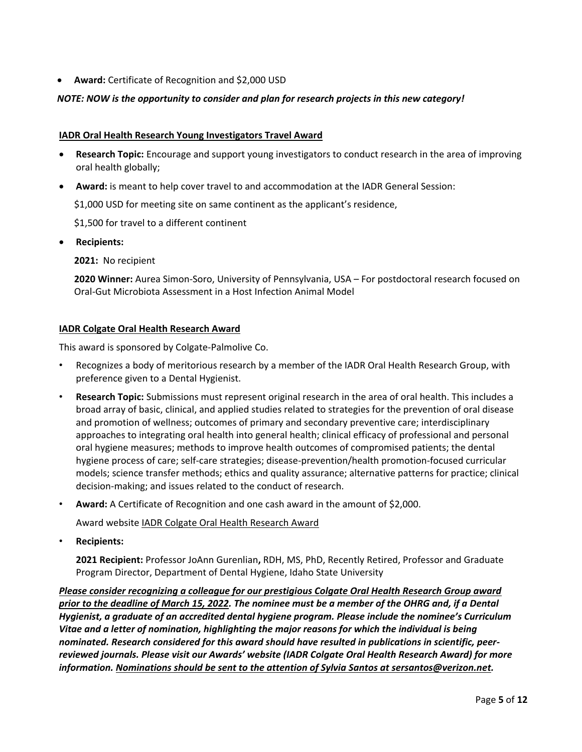- **Award:** Certificate of Recognition and $2,000 USD

***NOTE: NOW is the opportunity to consider and plan for research projects in this new category!***

**IADR Oral Health Research Young Investigators Travel Award**

- **Research Topic:** Encourage and support young investigators to conduct research in the area of improving oral health globally;
- **Award:** is meant to help cover travel to and accommodation at the IADR General Session:

  $1,000 USD for meeting site on same continent as the applicant's residence,

  $1,500 for travel to a different continent
- **Recipients:**

  **2021:** No recipient

  **2020 Winner:** Aurea Simon-Soro, University of Pennsylvania, USA – For postdoctoral research focused on Oral-Gut Microbiota Assessment in a Host Infection Animal Model

**IADR Colgate Oral Health Research Award**

This award is sponsored by Colgate-Palmolive Co.

- Recognizes a body of meritorious research by a member of the IADR Oral Health Research Group, with preference given to a Dental Hygienist.
- **Research Topic:** Submissions must represent original research in the area of oral health. This includes a broad array of basic, clinical, and applied studies related to strategies for the prevention of oral disease and promotion of wellness; outcomes of primary and secondary preventive care; interdisciplinary approaches to integrating oral health into general health; clinical efficacy of professional and personal oral hygiene measures; methods to improve health outcomes of compromised patients; the dental hygiene process of care; self-care strategies; disease-prevention/health promotion-focused curricular models; science transfer methods; ethics and quality assurance; alternative patterns for practice; clinical decision-making; and issues related to the conduct of research.
- **Award:** A Certificate of Recognition and one cash award in the amount of $2,000.

  Award website IADR Colgate Oral Health Research Award
- **Recipients:**

  **2021 Recipient:** Professor JoAnn Gurenlian**,** RDH, MS, PhD, Recently Retired, Professor and Graduate Program Director, Department of Dental Hygiene, Idaho State University

***Please consider recognizing a colleague for our prestigious Colgate Oral Health Research Group award prior to the deadline of March 15, 2022. The nominee must be a member of the OHRG and, if a Dental Hygienist, a graduate of an accredited dental hygiene program. Please include the nominee's Curriculum Vitae and a letter of nomination, highlighting the major reasons for which the individual is being nominated. Research considered for this award should have resulted in publications in scientific, peer-reviewed journals. Please visit our Awards' website (IADR Colgate Oral Health Research Award) for more information. Nominations should be sent to the attention of Sylvia Santos at sersantos@verizon.net.***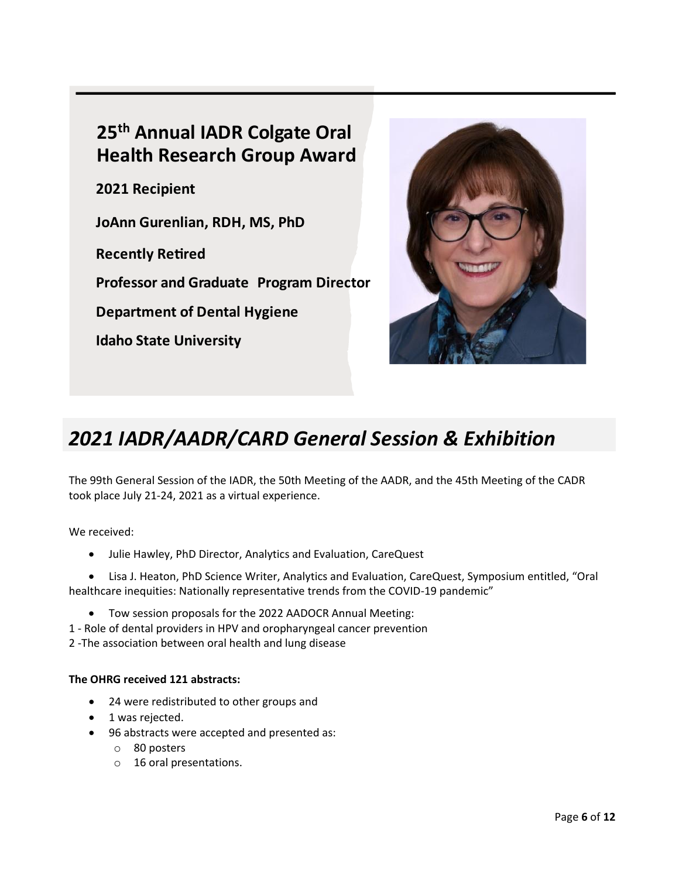## 25th Annual IADR Colgate Oral Health Research Group Award

**2021 Recipient**

**JoAnn Gurenlian, RDH, MS, PhD**

**Recently Retired**

**Professor and Graduate Program Director**

**Department of Dental Hygiene**

**Idaho State University**

# *2021 IADR/AADR/CARD General Session & Exhibition*

The 99th General Session of the IADR, the 50th Meeting of the AADR, and the 45th Meeting of the CADR took place July 21-24, 2021 as a virtual experience.

We received:

- Julie Hawley, PhD Director, Analytics and Evaluation, CareQuest
- Lisa J. Heaton, PhD Science Writer, Analytics and Evaluation, CareQuest, Symposium entitled, "Oral healthcare inequities: Nationally representative trends from the COVID-19 pandemic"
- Tow session proposals for the 2022 AADOCR Annual Meeting:

1 - Role of dental providers in HPV and oropharyngeal cancer prevention
2 -The association between oral health and lung disease

**The OHRG received 121 abstracts:**

- 24 were redistributed to other groups and
- 1 was rejected.
- 96 abstracts were accepted and presented as:
  - 80 posters
  - 16 oral presentations.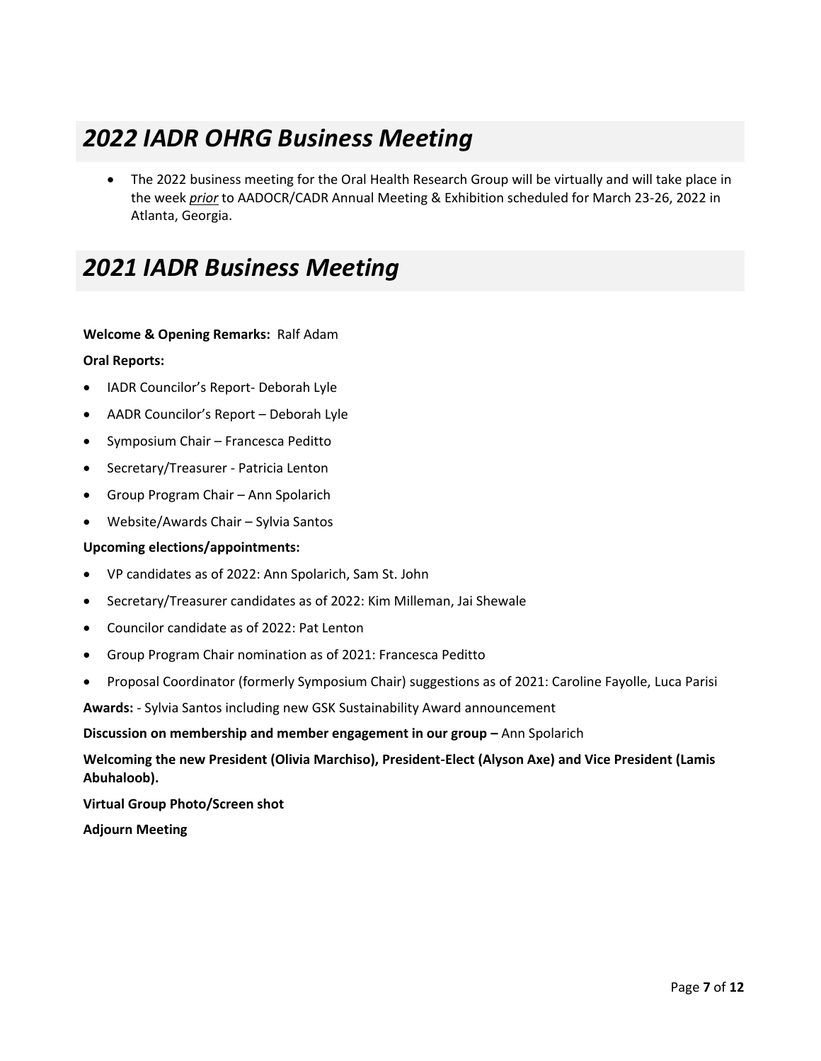## *2022 IADR OHRG Business Meeting*

- The 2022 business meeting for the Oral Health Research Group will be virtually and will take place in the week ***prior*** to AADOCR/CADR Annual Meeting & Exhibition scheduled for March 23-26, 2022 in Atlanta, Georgia.

## *2021 IADR Business Meeting*

**Welcome & Opening Remarks:** Ralf Adam

**Oral Reports:**

- IADR Councilor's Report- Deborah Lyle
- AADR Councilor's Report – Deborah Lyle
- Symposium Chair – Francesca Peditto
- Secretary/Treasurer - Patricia Lenton
- Group Program Chair – Ann Spolarich
- Website/Awards Chair – Sylvia Santos

**Upcoming elections/appointments:**

- VP candidates as of 2022: Ann Spolarich, Sam St. John
- Secretary/Treasurer candidates as of 2022: Kim Milleman, Jai Shewale
- Councilor candidate as of 2022: Pat Lenton
- Group Program Chair nomination as of 2021: Francesca Peditto
- Proposal Coordinator (formerly Symposium Chair) suggestions as of 2021: Caroline Fayolle, Luca Parisi

**Awards:** - Sylvia Santos including new GSK Sustainability Award announcement

**Discussion on membership and member engagement in our group –** Ann Spolarich

**Welcoming the new President (Olivia Marchiso), President-Elect (Alyson Axe) and Vice President (Lamis Abuhaloob).**

**Virtual Group Photo/Screen shot**

**Adjourn Meeting**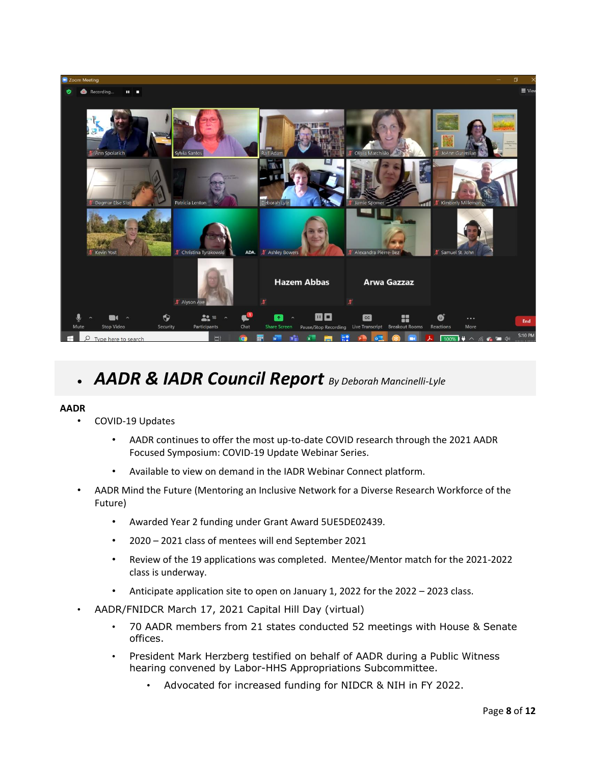- ## *AADR & IADR Council Report* *By Deborah Mancinelli-Lyle*

**AADR**

- COVID-19 Updates
  - AADR continues to offer the most up-to-date COVID research through the 2021 AADR Focused Symposium: COVID-19 Update Webinar Series.
  - Available to view on demand in the IADR Webinar Connect platform.
- AADR Mind the Future (Mentoring an Inclusive Network for a Diverse Research Workforce of the Future)
  - Awarded Year 2 funding under Grant Award 5UE5DE02439.
  - 2020 – 2021 class of mentees will end September 2021
  - Review of the 19 applications was completed. Mentee/Mentor match for the 2021-2022 class is underway.
  - Anticipate application site to open on January 1, 2022 for the 2022 – 2023 class.
- AADR/FNIDCR March 17, 2021 Capital Hill Day (virtual)
  - 70 AADR members from 21 states conducted 52 meetings with House & Senate offices.
  - President Mark Herzberg testified on behalf of AADR during a Public Witness hearing convened by Labor-HHS Appropriations Subcommittee.
    - Advocated for increased funding for NIDCR & NIH in FY 2022.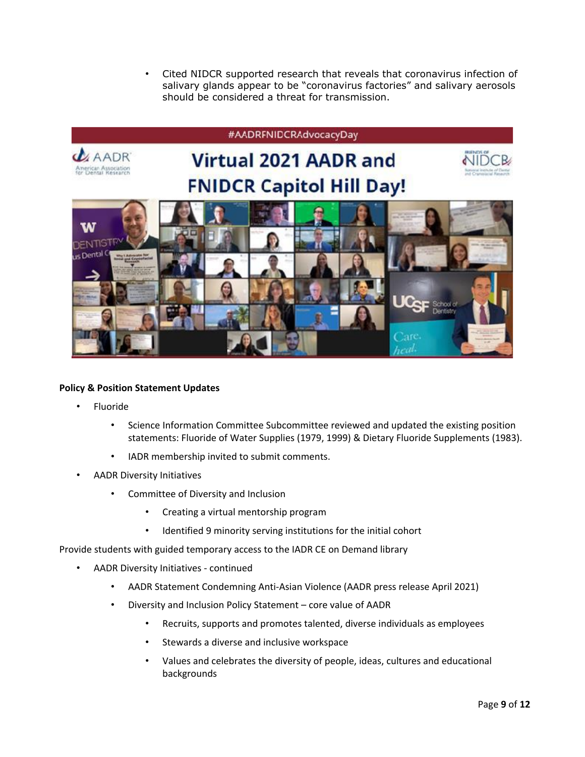- Cited NIDCR supported research that reveals that coronavirus infection of salivary glands appear to be "coronavirus factories" and salivary aerosols should be considered a threat for transmission.

**Policy & Position Statement Updates**

- Fluoride
  - Science Information Committee Subcommittee reviewed and updated the existing position statements: Fluoride of Water Supplies (1979, 1999) & Dietary Fluoride Supplements (1983).
  - IADR membership invited to submit comments.
- AADR Diversity Initiatives
  - Committee of Diversity and Inclusion
    - Creating a virtual mentorship program
    - Identified 9 minority serving institutions for the initial cohort

Provide students with guided temporary access to the IADR CE on Demand library

- AADR Diversity Initiatives - continued
  - AADR Statement Condemning Anti-Asian Violence (AADR press release April 2021)
  - Diversity and Inclusion Policy Statement – core value of AADR
    - Recruits, supports and promotes talented, diverse individuals as employees
    - Stewards a diverse and inclusive workspace
    - Values and celebrates the diversity of people, ideas, cultures and educational backgrounds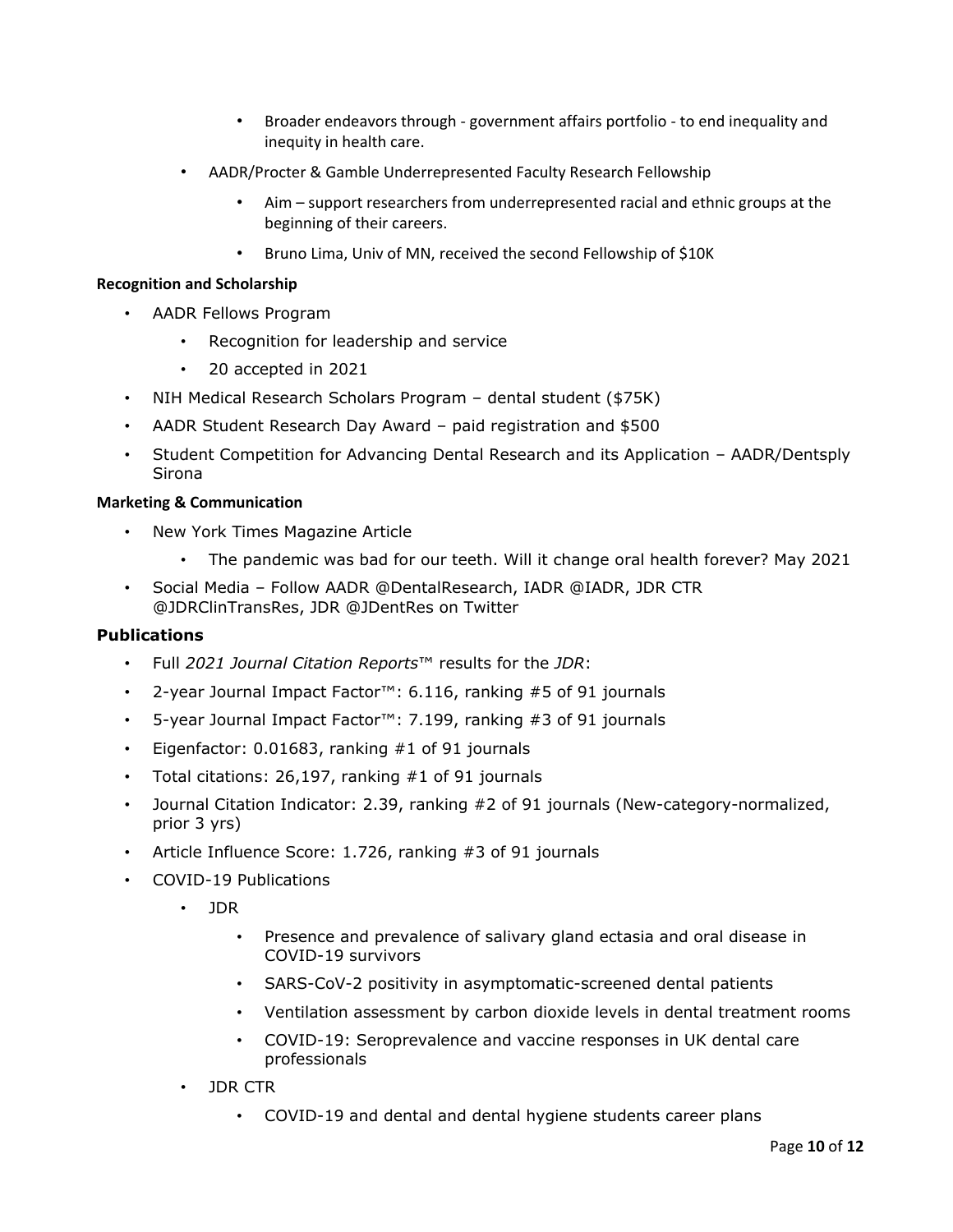- Broader endeavors through - government affairs portfolio - to end inequality and inequity in health care.
- AADR/Procter & Gamble Underrepresented Faculty Research Fellowship
  - Aim – support researchers from underrepresented racial and ethnic groups at the beginning of their careers.
  - Bruno Lima, Univ of MN, received the second Fellowship of $10K

**Recognition and Scholarship**

- AADR Fellows Program
  - Recognition for leadership and service
  - 20 accepted in 2021
- NIH Medical Research Scholars Program – dental student ($75K)
- AADR Student Research Day Award – paid registration and $500
- Student Competition for Advancing Dental Research and its Application – AADR/Dentsply Sirona

**Marketing & Communication**

- New York Times Magazine Article
  - The pandemic was bad for our teeth. Will it change oral health forever? May 2021
- Social Media – Follow AADR @DentalResearch, IADR @IADR, JDR CTR @JDRClinTransRes, JDR @JDentRes on Twitter

### Publications

- Full *2021 Journal Citation Reports*™ results for the *JDR*:
- 2-year Journal Impact Factor™: 6.116, ranking #5 of 91 journals
- 5-year Journal Impact Factor™: 7.199, ranking #3 of 91 journals
- Eigenfactor: 0.01683, ranking #1 of 91 journals
- Total citations: 26,197, ranking #1 of 91 journals
- Journal Citation Indicator: 2.39, ranking #2 of 91 journals (New-category-normalized, prior 3 yrs)
- Article Influence Score: 1.726, ranking #3 of 91 journals
- COVID-19 Publications
  - JDR
    - Presence and prevalence of salivary gland ectasia and oral disease in COVID-19 survivors
    - SARS-CoV-2 positivity in asymptomatic-screened dental patients
    - Ventilation assessment by carbon dioxide levels in dental treatment rooms
    - COVID-19: Seroprevalence and vaccine responses in UK dental care professionals
  - JDR CTR
    - COVID-19 and dental and dental hygiene students career plans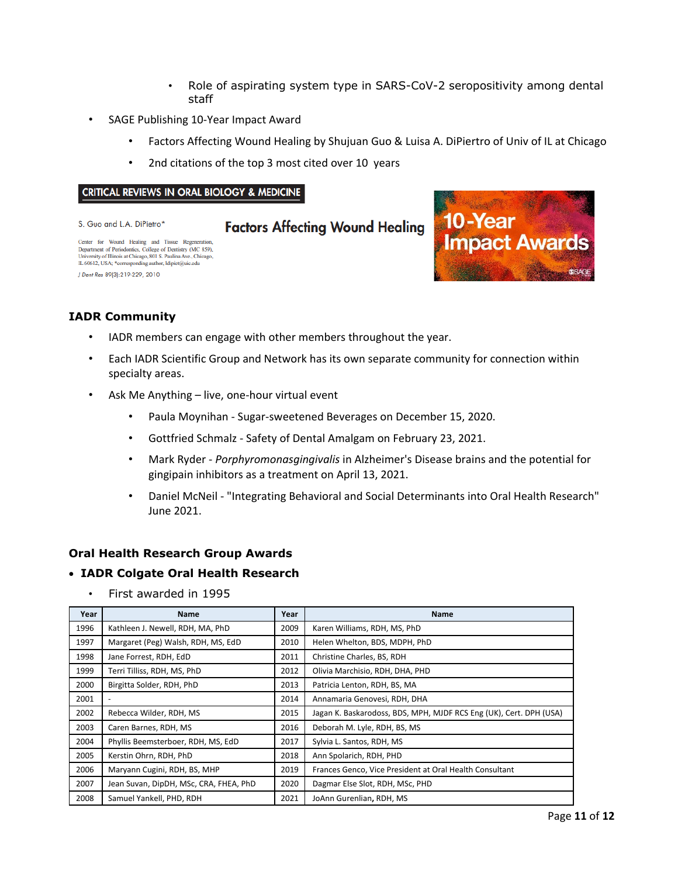- Role of aspirating system type in SARS-CoV-2 seropositivity among dental staff

- SAGE Publishing 10-Year Impact Award
  - Factors Affecting Wound Healing by Shujuan Guo & Luisa A. DiPiertro of Univ of IL at Chicago
  - 2nd citations of the top 3 most cited over 10 years

CRITICAL REVIEWS IN ORAL BIOLOGY & MEDICINE

S. Guo and L.A. DiPietro*

**Factors Affecting Wound Healing**

Center for Wound Healing and Tissue Regeneration, Department of Periodontics, College of Dentistry (MC 859), University of Illinois at Chicago, 801 S. Paulina Ave., Chicago, IL 60612, USA; *corresponding author, ldipiet@uic.edu

*J Dent Res* 89(3):219-229, 2010

10-Year Impact Awards

SAGE

### IADR Community

- IADR members can engage with other members throughout the year.
- Each IADR Scientific Group and Network has its own separate community for connection within specialty areas.
- Ask Me Anything – live, one-hour virtual event
  - Paula Moynihan - Sugar-sweetened Beverages on December 15, 2020.
  - Gottfried Schmalz - Safety of Dental Amalgam on February 23, 2021.
  - Mark Ryder - *Porphyromonasgingivalis* in Alzheimer's Disease brains and the potential for gingipain inhibitors as a treatment on April 13, 2021.
  - Daniel McNeil - "Integrating Behavioral and Social Determinants into Oral Health Research" June 2021.

### Oral Health Research Group Awards

- **IADR Colgate Oral Health Research**
  - First awarded in 1995

| Year | Name | Year | Name |
|---|---|---|---|
| 1996 | Kathleen J. Newell, RDH, MA, PhD | 2009 | Karen Williams, RDH, MS, PhD |
| 1997 | Margaret (Peg) Walsh, RDH, MS, EdD | 2010 | Helen Whelton, BDS, MDPH, PhD |
| 1998 | Jane Forrest, RDH, EdD | 2011 | Christine Charles, BS, RDH |
| 1999 | Terri Tilliss, RDH, MS, PhD | 2012 | Olivia Marchisio, RDH, DHA, PHD |
| 2000 | Birgitta Solder, RDH, PhD | 2013 | Patricia Lenton, RDH, BS, MA |
| 2001 | - | 2014 | Annamaria Genovesi, RDH, DHA |
| 2002 | Rebecca Wilder, RDH, MS | 2015 | Jagan K. Baskarodoss, BDS, MPH, MJDF RCS Eng (UK), Cert. DPH (USA) |
| 2003 | Caren Barnes, RDH, MS | 2016 | Deborah M. Lyle, RDH, BS, MS |
| 2004 | Phyllis Beemsterboer, RDH, MS, EdD | 2017 | Sylvia L. Santos, RDH, MS |
| 2005 | Kerstin Ohrn, RDH, PhD | 2018 | Ann Spolarich, RDH, PHD |
| 2006 | Maryann Cugini, RDH, BS, MHP | 2019 | Frances Genco, Vice President at Oral Health Consultant |
| 2007 | Jean Suvan, DipDH, MSc, CRA, FHEA, PhD | 2020 | Dagmar Else Slot, RDH, MSc, PHD |
| 2008 | Samuel Yankell, PHD, RDH | 2021 | JoAnn Gurenlian, RDH, MS |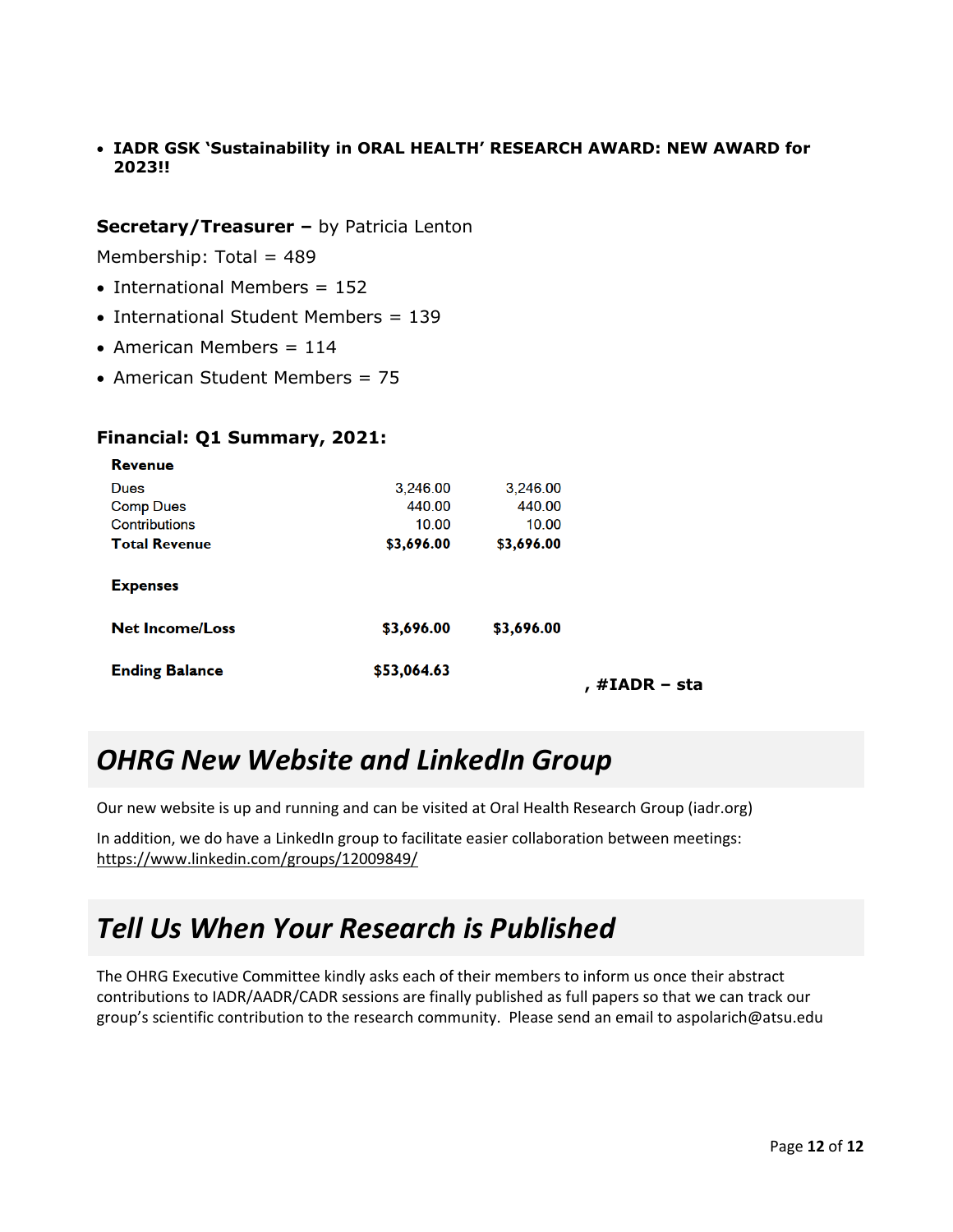- **IADR GSK 'Sustainability in ORAL HEALTH' RESEARCH AWARD: NEW AWARD for 2023!!**

**Secretary/Treasurer –** by Patricia Lenton

Membership: Total = 489

- International Members = 152
- International Student Members = 139
- American Members = 114
- American Student Members = 75

**Financial: Q1 Summary, 2021:**

| | | |
|---|---|---|
| **Revenue** | | |
| Dues | 3,246.00 | 3,246.00 |
| Comp Dues | 440.00 | 440.00 |
| Contributions | 10.00 | 10.00 |
| **Total Revenue** | **$3,696.00** | **$3,696.00** |
| **Expenses** | | |
| **Net Income/Loss** | **$3,696.00** | **$3,696.00** |
| **Ending Balance** | **$53,064.63** | |

**, #IADR – sta**

## *OHRG New Website and LinkedIn Group*

Our new website is up and running and can be visited at Oral Health Research Group (iadr.org)

In addition, we do have a LinkedIn group to facilitate easier collaboration between meetings: https://www.linkedin.com/groups/12009849/

## *Tell Us When Your Research is Published*

The OHRG Executive Committee kindly asks each of their members to inform us once their abstract contributions to IADR/AADR/CADR sessions are finally published as full papers so that we can track our group's scientific contribution to the research community. Please send an email to aspolarich@atsu.edu